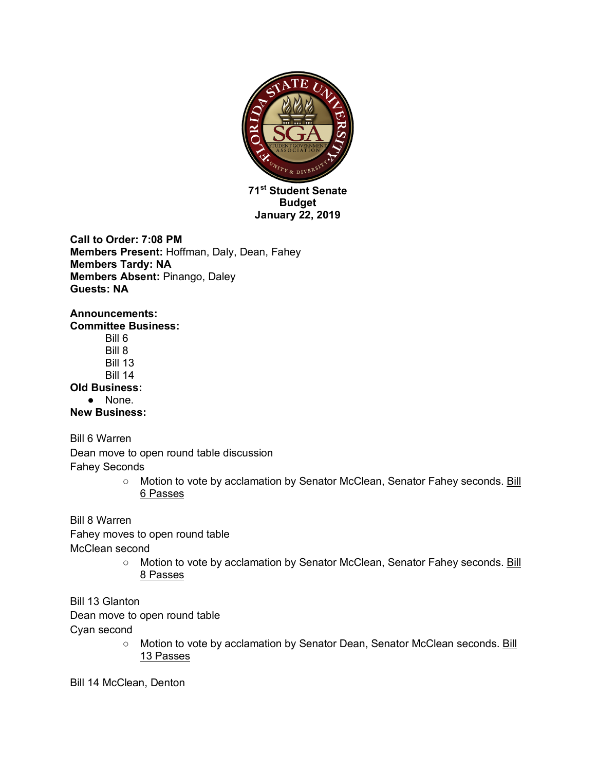**71st Student Senate**
**Budget**
**January 22, 2019**

**Call to Order: 7:08 PM**
**Members Present:** Hoffman, Daly, Dean, Fahey
**Members Tardy: NA**
**Members Absent:** Pinango, Daley
**Guests: NA**

**Announcements:**
**Committee Business:**

Bill 6
Bill 8
Bill 13
Bill 14

**Old Business:**

- None.

**New Business:**

Bill 6 Warren
Dean move to open round table discussion
Fahey Seconds

- Motion to vote by acclamation by Senator McClean, Senator Fahey seconds. Bill 6 Passes

Bill 8 Warren
Fahey moves to open round table
McClean second

- Motion to vote by acclamation by Senator McClean, Senator Fahey seconds. Bill 8 Passes

Bill 13 Glanton
Dean move to open round table
Cyan second

- Motion to vote by acclamation by Senator Dean, Senator McClean seconds. Bill 13 Passes

Bill 14 McClean, Denton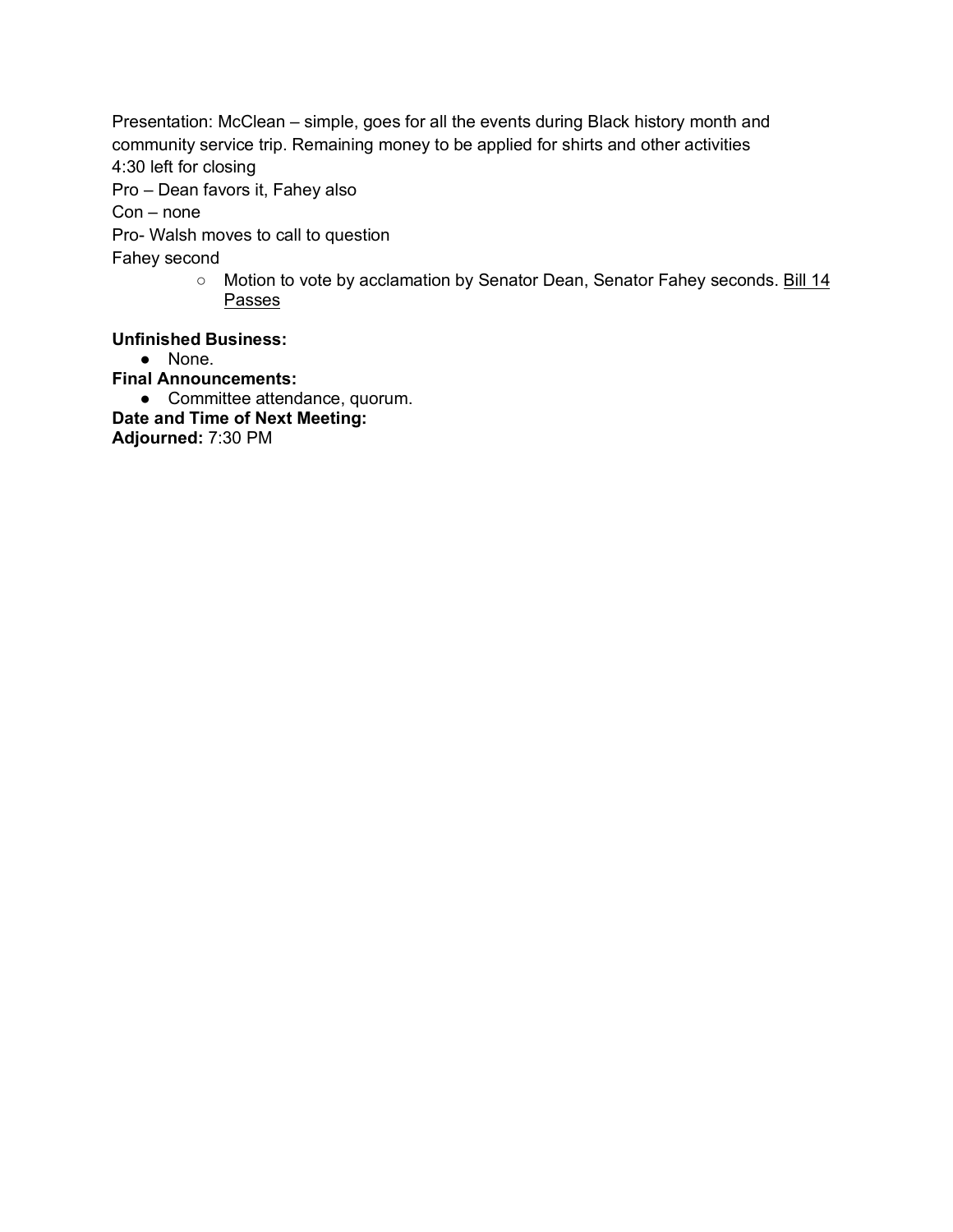Presentation: McClean – simple, goes for all the events during Black history month and community service trip. Remaining money to be applied for shirts and other activities
4:30 left for closing
Pro – Dean favors it, Fahey also
Con – none
Pro- Walsh moves to call to question
Fahey second

  - Motion to vote by acclamation by Senator Dean, Senator Fahey seconds. <u>Bill 14 Passes</u>

**Unfinished Business:**

- None.

**Final Announcements:**

- Committee attendance, quorum.

**Date and Time of Next Meeting:**

**Adjourned:** 7:30 PM